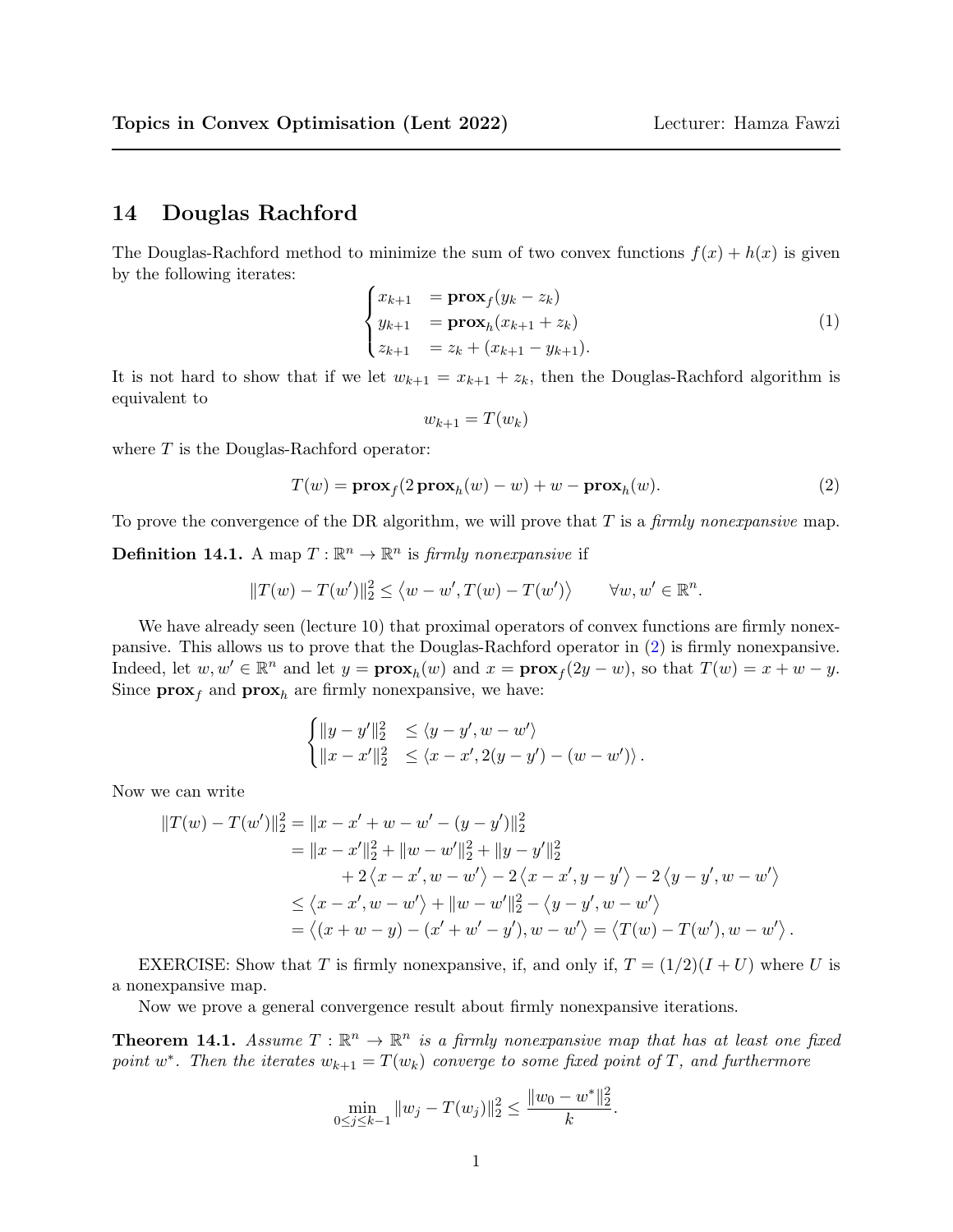## 14 Douglas Rachford

The Douglas-Rachford method to minimize the sum of two convex functions $f(x) + h(x)$ is given by the following iterates:

$$\begin{cases} x_{k+1} &= \mathbf{prox}_f(y_k - z_k) \\ y_{k+1} &= \mathbf{prox}_h(x_{k+1} + z_k) \\ z_{k+1} &= z_k + (x_{k+1} - y_{k+1}). \end{cases} \tag{1}$$

It is not hard to show that if we let $w_{k+1} = x_{k+1} + z_k$, then the Douglas-Rachford algorithm is equivalent to

$$w_{k+1} = T(w_k)$$

where $T$ is the Douglas-Rachford operator:

$$T(w) = \mathbf{prox}_f(2\,\mathbf{prox}_h(w) - w) + w - \mathbf{prox}_h(w). \tag{2}$$

To prove the convergence of the DR algorithm, we will prove that $T$ is a *firmly nonexpansive* map.

**Definition 14.1.** A map $T : \mathbb{R}^n \to \mathbb{R}^n$ is *firmly nonexpansive* if

$$\|T(w) - T(w')\|_2^2 \le \langle w - w', T(w) - T(w') \rangle \qquad \forall w, w' \in \mathbb{R}^n.$$

We have already seen (lecture 10) that proximal operators of convex functions are firmly nonexpansive. This allows us to prove that the Douglas-Rachford operator in (2) is firmly nonexpansive. Indeed, let $w, w' \in \mathbb{R}^n$ and let $y = \mathbf{prox}_h(w)$ and $x = \mathbf{prox}_f(2y - w)$, so that $T(w) = x + w - y$. Since $\mathbf{prox}_f$ and $\mathbf{prox}_h$ are firmly nonexpansive, we have:

$$\begin{cases} \|y - y'\|_2^2 &\le \langle y - y', w - w' \rangle \\ \|x - x'\|_2^2 &\le \langle x - x', 2(y - y') - (w - w') \rangle. \end{cases}$$

Now we can write

$$\begin{aligned} \|T(w) - T(w')\|_2^2 &= \|x - x' + w - w' - (y - y')\|_2^2 \\ &= \|x - x'\|_2^2 + \|w - w'\|_2^2 + \|y - y'\|_2^2 \\ &\quad + 2\langle x - x', w - w' \rangle - 2\langle x - x', y - y' \rangle - 2\langle y - y', w - w' \rangle \\ &\le \langle x - x', w - w' \rangle + \|w - w'\|_2^2 - \langle y - y', w - w' \rangle \\ &= \langle (x + w - y) - (x' + w' - y'), w - w' \rangle = \langle T(w) - T(w'), w - w' \rangle. \end{aligned}$$

EXERCISE: Show that $T$ is firmly nonexpansive, if, and only if, $T = (1/2)(I + U)$ where $U$ is a nonexpansive map.

Now we prove a general convergence result about firmly nonexpansive iterations.

**Theorem 14.1.** *Assume $T : \mathbb{R}^n \to \mathbb{R}^n$ is a firmly nonexpansive map that has at least one fixed point $w^*$. Then the iterates $w_{k+1} = T(w_k)$ converge to some fixed point of $T$, and furthermore*

$$\min_{0 \le j \le k-1} \|w_j - T(w_j)\|_2^2 \le \frac{\|w_0 - w^*\|_2^2}{k}.$$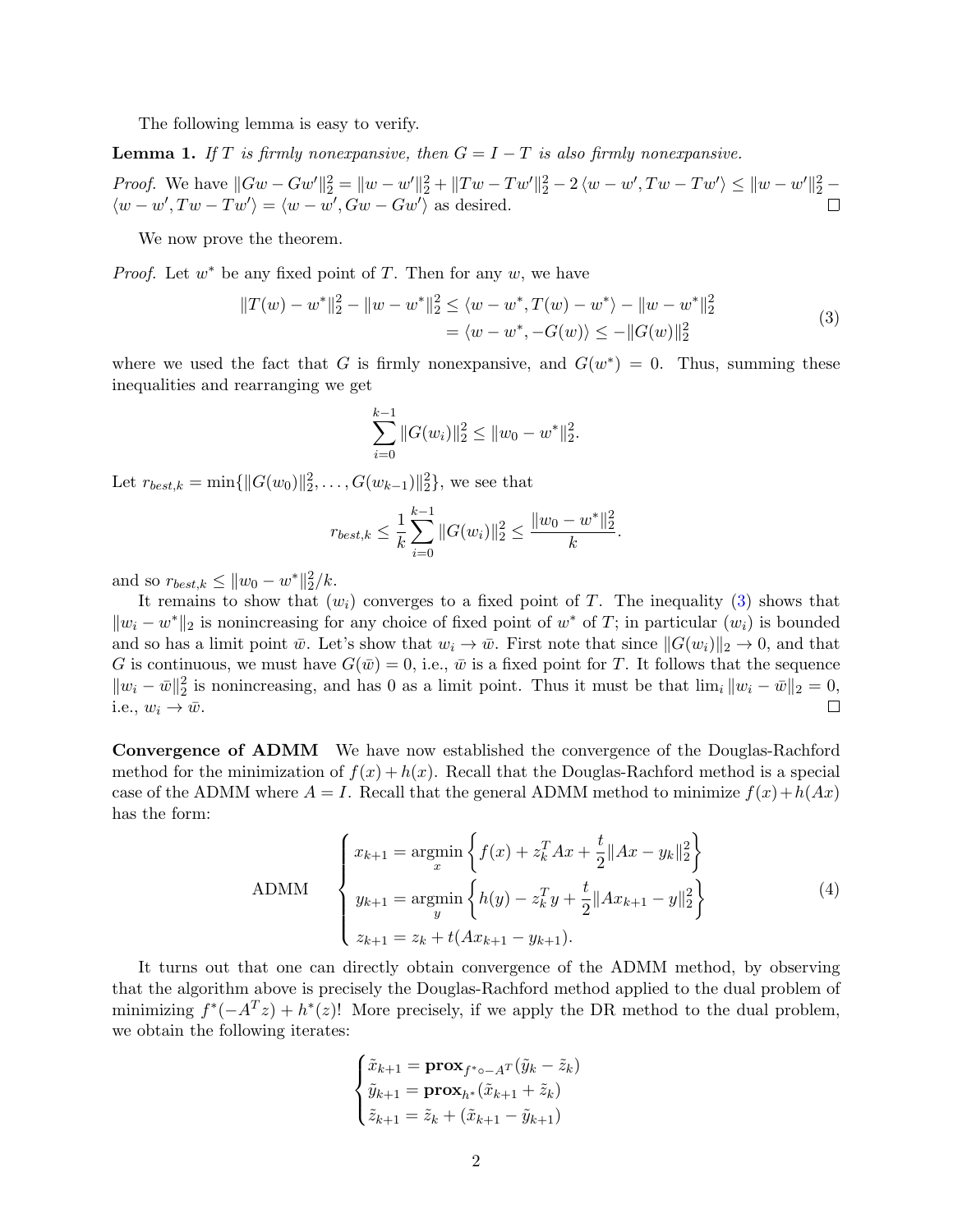The following lemma is easy to verify.

**Lemma 1.** *If $T$ is firmly nonexpansive, then $G = I - T$ is also firmly nonexpansive.*

*Proof.* We have $\|Gw - Gw'\|_2^2 = \|w - w'\|_2^2 + \|Tw - Tw'\|_2^2 - 2\langle w - w', Tw - Tw'\rangle \le \|w - w'\|_2^2 - \langle w - w', Tw - Tw'\rangle = \langle w - w', Gw - Gw'\rangle$ as desired. □

We now prove the theorem.

*Proof.* Let $w^*$ be any fixed point of $T$. Then for any $w$, we have

$$\begin{aligned}\|T(w) - w^*\|_2^2 - \|w - w^*\|_2^2 &\le \langle w - w^*, T(w) - w^*\rangle - \|w - w^*\|_2^2 \\ &= \langle w - w^*, -G(w)\rangle \le -\|G(w)\|_2^2\end{aligned} \tag{3}$$

where we used the fact that $G$ is firmly nonexpansive, and $G(w^*) = 0$. Thus, summing these inequalities and rearranging we get

$$\sum_{i=0}^{k-1} \|G(w_i)\|_2^2 \le \|w_0 - w^*\|_2^2.$$

Let $r_{best,k} = \min\{\|G(w_0)\|_2^2, \ldots, G(w_{k-1})\|_2^2\}$, we see that

$$r_{best,k} \le \frac{1}{k}\sum_{i=0}^{k-1} \|G(w_i)\|_2^2 \le \frac{\|w_0 - w^*\|_2^2}{k}.$$

and so $r_{best,k} \le \|w_0 - w^*\|_2^2/k$.

It remains to show that $(w_i)$ converges to a fixed point of $T$. The inequality (3) shows that $\|w_i - w^*\|_2$ is nonincreasing for any choice of fixed point of $w^*$ of $T$; in particular $(w_i)$ is bounded and so has a limit point $\bar{w}$. Let's show that $w_i \to \bar{w}$. First note that since $\|G(w_i)\|_2 \to 0$, and that $G$ is continuous, we must have $G(\bar{w}) = 0$, i.e., $\bar{w}$ is a fixed point for $T$. It follows that the sequence $\|w_i - \bar{w}\|_2^2$ is nonincreasing, and has 0 as a limit point. Thus it must be that $\lim_i \|w_i - \bar{w}\|_2 = 0$, i.e., $w_i \to \bar{w}$. □

**Convergence of ADMM** We have now established the convergence of the Douglas-Rachford method for the minimization of $f(x) + h(x)$. Recall that the Douglas-Rachford method is a special case of the ADMM where $A = I$. Recall that the general ADMM method to minimize $f(x) + h(Ax)$ has the form:

$$\text{ADMM} \quad \begin{cases} x_{k+1} = \underset{x}{\operatorname{argmin}} \left\{ f(x) + z_k^T Ax + \dfrac{t}{2}\|Ax - y_k\|_2^2 \right\} \\ y_{k+1} = \underset{y}{\operatorname{argmin}} \left\{ h(y) - z_k^T y + \dfrac{t}{2}\|Ax_{k+1} - y\|_2^2 \right\} \\ z_{k+1} = z_k + t(Ax_{k+1} - y_{k+1}). \end{cases} \tag{4}$$

It turns out that one can directly obtain convergence of the ADMM method, by observing that the algorithm above is precisely the Douglas-Rachford method applied to the dual problem of minimizing $f^*(-A^T z) + h^*(z)$! More precisely, if we apply the DR method to the dual problem, we obtain the following iterates:

$$\begin{cases} \tilde{x}_{k+1} = \mathbf{prox}_{f^* \circ -A^T}(\tilde{y}_k - \tilde{z}_k) \\ \tilde{y}_{k+1} = \mathbf{prox}_{h^*}(\tilde{x}_{k+1} + \tilde{z}_k) \\ \tilde{z}_{k+1} = \tilde{z}_k + (\tilde{x}_{k+1} - \tilde{y}_{k+1}) \end{cases}$$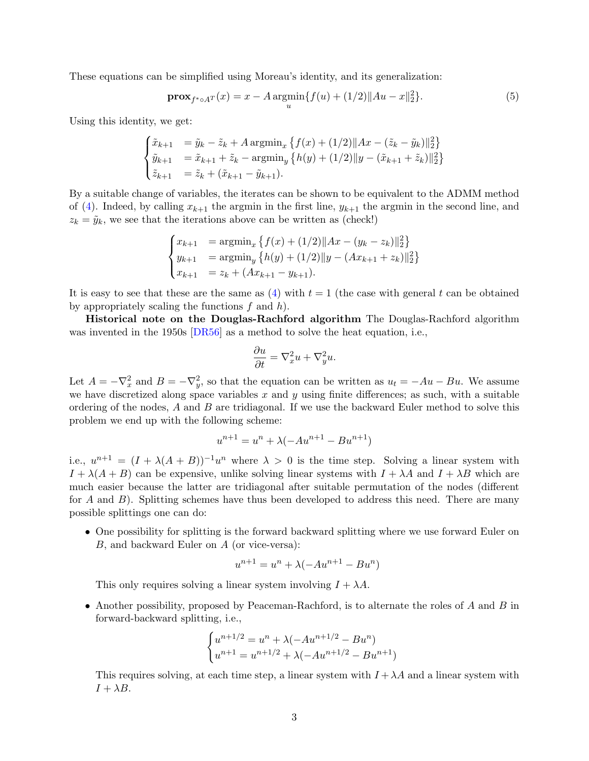These equations can be simplified using Moreau's identity, and its generalization:

$$\mathbf{prox}_{f^* \circ A^T}(x) = x - A \operatorname*{argmin}_u \{f(u) + (1/2)\|Au - x\|_2^2\}. \tag{5}$$

Using this identity, we get:

$$\begin{cases} \tilde{x}_{k+1} & = \tilde{y}_k - \tilde{z}_k + A \operatorname{argmin}_x \left\{ f(x) + (1/2)\|Ax - (\tilde{z}_k - \tilde{y}_k)\|_2^2 \right\} \\ \tilde{y}_{k+1} & = \tilde{x}_{k+1} + \tilde{z}_k - \operatorname{argmin}_y \left\{ h(y) + (1/2)\|y - (\tilde{x}_{k+1} + \tilde{z}_k)\|_2^2 \right\} \\ \tilde{z}_{k+1} & = \tilde{z}_k + (\tilde{x}_{k+1} - \tilde{y}_{k+1}). \end{cases}$$

By a suitable change of variables, the iterates can be shown to be equivalent to the ADMM method of (4). Indeed, by calling $x_{k+1}$ the argmin in the first line, $y_{k+1}$ the argmin in the second line, and $z_k = \tilde{y}_k$, we see that the iterations above can be written as (check!)

$$\begin{cases} x_{k+1} & = \operatorname{argmin}_x \left\{ f(x) + (1/2)\|Ax - (y_k - z_k)\|_2^2 \right\} \\ y_{k+1} & = \operatorname{argmin}_y \left\{ h(y) + (1/2)\|y - (Ax_{k+1} + z_k)\|_2^2 \right\} \\ x_{k+1} & = z_k + (Ax_{k+1} - y_{k+1}). \end{cases}$$

It is easy to see that these are the same as (4) with $t = 1$ (the case with general $t$ can be obtained by appropriately scaling the functions $f$ and $h$).

**Historical note on the Douglas-Rachford algorithm** The Douglas-Rachford algorithm was invented in the 1950s [DR56] as a method to solve the heat equation, i.e.,

$$\frac{\partial u}{\partial t} = \nabla_x^2 u + \nabla_y^2 u.$$

Let $A = -\nabla_x^2$ and $B = -\nabla_y^2$, so that the equation can be written as $u_t = -Au - Bu$. We assume we have discretized along space variables $x$ and $y$ using finite differences; as such, with a suitable ordering of the nodes, $A$ and $B$ are tridiagonal. If we use the backward Euler method to solve this problem we end up with the following scheme:

$$u^{n+1} = u^n + \lambda(-Au^{n+1} - Bu^{n+1})$$

i.e., $u^{n+1} = (I + \lambda(A + B))^{-1}u^n$ where $\lambda > 0$ is the time step. Solving a linear system with $I + \lambda(A + B)$ can be expensive, unlike solving linear systems with $I + \lambda A$ and $I + \lambda B$ which are much easier because the latter are tridiagonal after suitable permutation of the nodes (different for $A$ and $B$). Splitting schemes have thus been developed to address this need. There are many possible splittings one can do:

- One possibility for splitting is the forward backward splitting where we use forward Euler on $B$, and backward Euler on $A$ (or vice-versa):

$$u^{n+1} = u^n + \lambda(-Au^{n+1} - Bu^n)$$

  This only requires solving a linear system involving $I + \lambda A$.

- Another possibility, proposed by Peaceman-Rachford, is to alternate the roles of $A$ and $B$ in forward-backward splitting, i.e.,

$$\begin{cases} u^{n+1/2} = u^n + \lambda(-Au^{n+1/2} - Bu^n) \\ u^{n+1} = u^{n+1/2} + \lambda(-Au^{n+1/2} - Bu^{n+1}) \end{cases}$$

  This requires solving, at each time step, a linear system with $I + \lambda A$ and a linear system with $I + \lambda B$.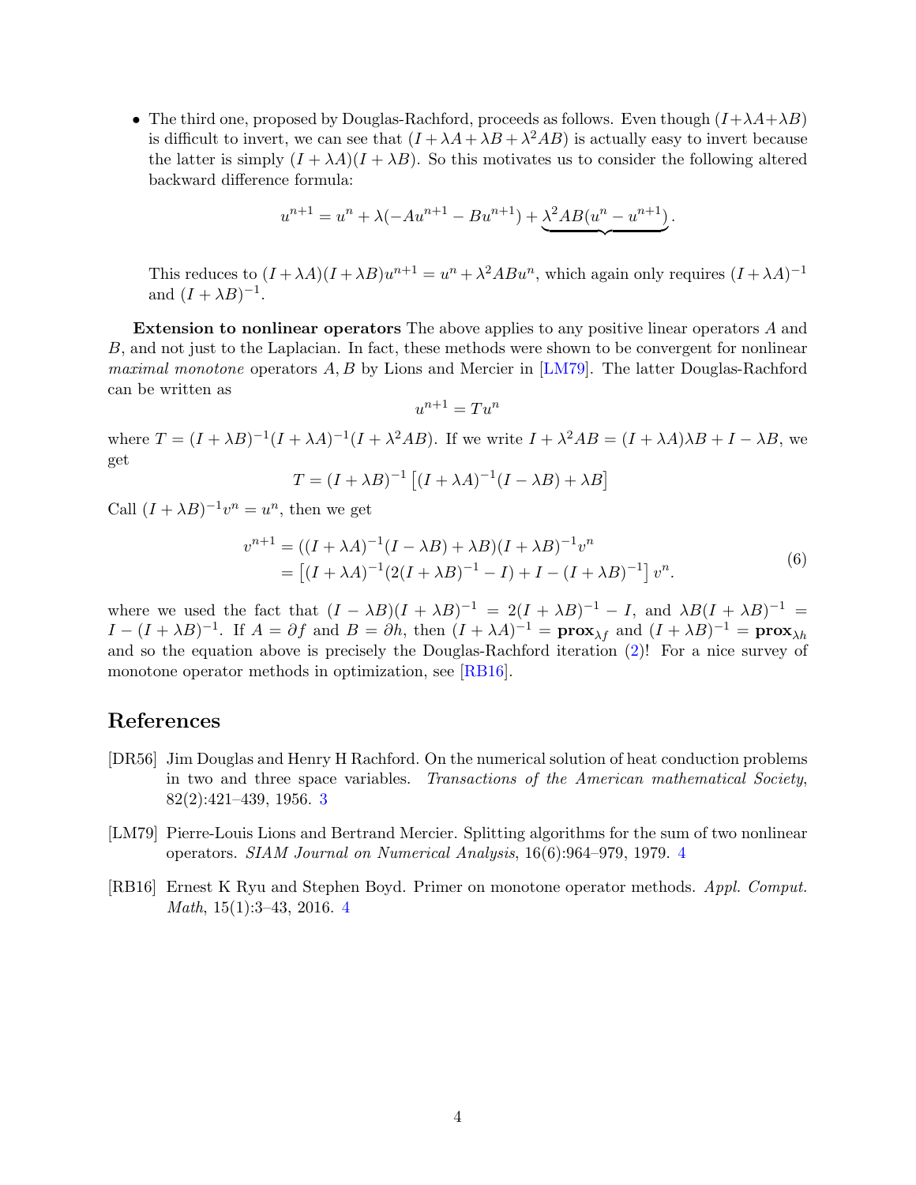- The third one, proposed by Douglas-Rachford, proceeds as follows. Even though $(I+\lambda A+\lambda B)$ is difficult to invert, we can see that $(I+\lambda A+\lambda B+\lambda^2 AB)$ is actually easy to invert because the latter is simply $(I+\lambda A)(I+\lambda B)$. So this motivates us to consider the following altered backward difference formula:

$$u^{n+1} = u^n + \lambda(-Au^{n+1} - Bu^{n+1}) + \underbrace{\lambda^2 AB(u^n - u^{n+1})}.$$

This reduces to $(I+\lambda A)(I+\lambda B)u^{n+1} = u^n + \lambda^2 ABu^n$, which again only requires $(I+\lambda A)^{-1}$ and $(I+\lambda B)^{-1}$.

**Extension to nonlinear operators** The above applies to any positive linear operators $A$ and $B$, and not just to the Laplacian. In fact, these methods were shown to be convergent for nonlinear *maximal monotone* operators $A, B$ by Lions and Mercier in [LM79]. The latter Douglas-Rachford can be written as

$$u^{n+1} = Tu^n$$

where $T = (I+\lambda B)^{-1}(I+\lambda A)^{-1}(I+\lambda^2 AB)$. If we write $I+\lambda^2 AB = (I+\lambda A)\lambda B + I - \lambda B$, we get

$$T = (I+\lambda B)^{-1}\left[(I+\lambda A)^{-1}(I-\lambda B) + \lambda B\right]$$

Call $(I+\lambda B)^{-1}v^n = u^n$, then we get

$$\begin{aligned} v^{n+1} &= ((I+\lambda A)^{-1}(I-\lambda B) + \lambda B)(I+\lambda B)^{-1}v^n \\ &= \left[(I+\lambda A)^{-1}(2(I+\lambda B)^{-1} - I) + I - (I+\lambda B)^{-1}\right] v^n. \end{aligned} \tag{6}$$

where we used the fact that $(I-\lambda B)(I+\lambda B)^{-1} = 2(I+\lambda B)^{-1} - I$, and $\lambda B(I+\lambda B)^{-1} = I - (I+\lambda B)^{-1}$. If $A = \partial f$ and $B = \partial h$, then $(I+\lambda A)^{-1} = \mathbf{prox}_{\lambda f}$ and $(I+\lambda B)^{-1} = \mathbf{prox}_{\lambda h}$ and so the equation above is precisely the Douglas-Rachford iteration (2)! For a nice survey of monotone operator methods in optimization, see [RB16].

## References

[DR56] Jim Douglas and Henry H Rachford. On the numerical solution of heat conduction problems in two and three space variables. *Transactions of the American mathematical Society*, 82(2):421–439, 1956. 3

[LM79] Pierre-Louis Lions and Bertrand Mercier. Splitting algorithms for the sum of two nonlinear operators. *SIAM Journal on Numerical Analysis*, 16(6):964–979, 1979. 4

[RB16] Ernest K Ryu and Stephen Boyd. Primer on monotone operator methods. *Appl. Comput. Math*, 15(1):3–43, 2016. 4